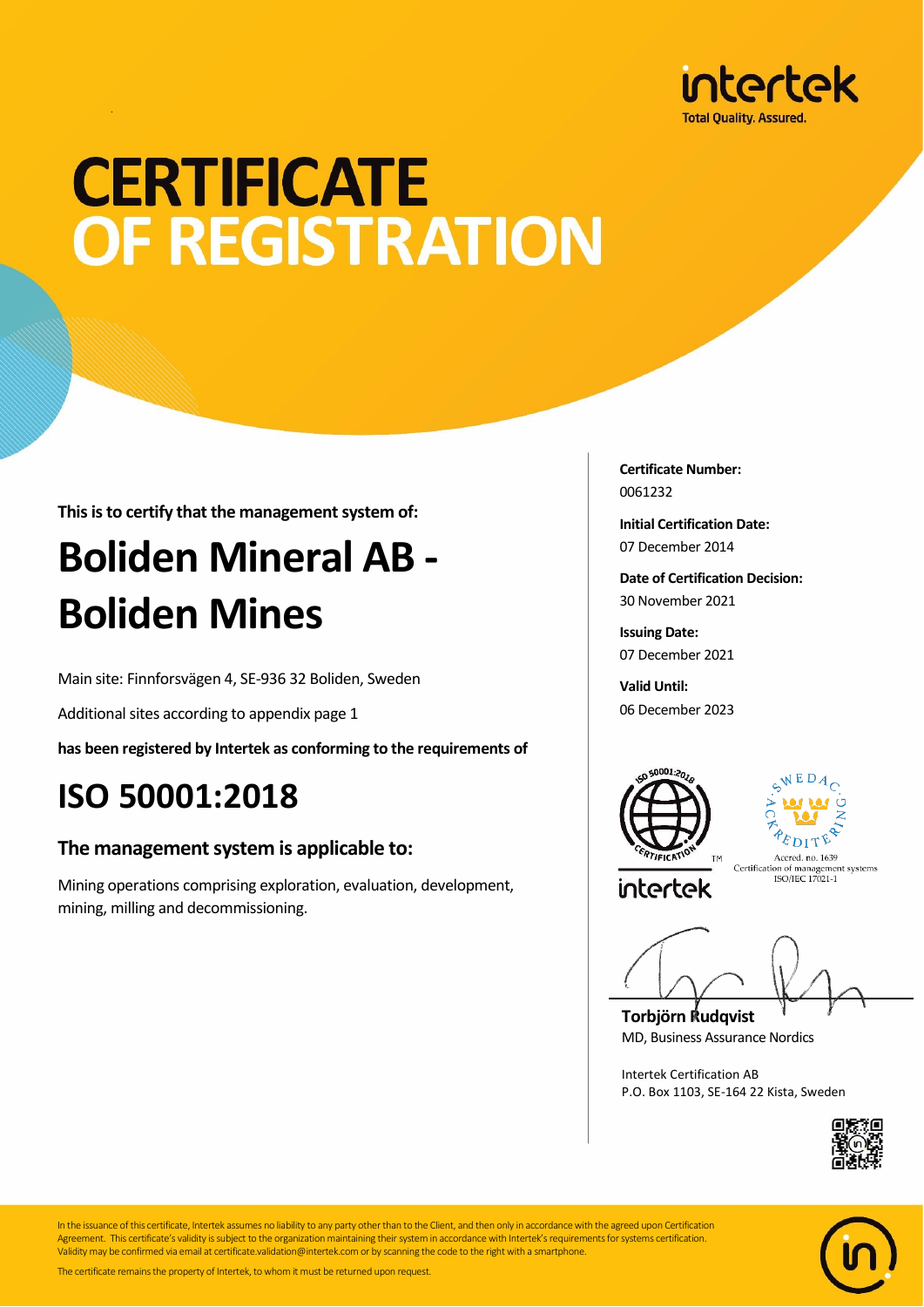# CERTIFICATE OF REGISTRATION

**This is to certify that the management system of:**

## Boliden Mineral AB - Boliden Mines

Main site: Finnforsvägen 4, SE-936 32 Boliden, Sweden

Additional sites according to appendix page 1

**has been registered by Intertek as conforming to the requirements of**

## ISO 50001:2018

### The management system is applicable to:

Mining operations comprising exploration, evaluation, development, mining, milling and decommissioning.

**Certificate Number:**
0061232

**Initial Certification Date:**
07 December 2014

**Date of Certification Decision:**
30 November 2021

**Issuing Date:**
07 December 2021

**Valid Until:**
06 December 2023

Accred. no. 1639
Certification of management systems
ISO/IEC 17021-1

**Torbjörn Rudqvist**
MD, Business Assurance Nordics

Intertek Certification AB
P.O. Box 1103, SE-164 22 Kista, Sweden

In the issuance of this certificate, Intertek assumes no liability to any party other than to the Client, and then only in accordance with the agreed upon Certification Agreement. This certificate's validity is subject to the organization maintaining their system in accordance with Intertek's requirements for systems certification. Validity may be confirmed via email at certificate.validation@intertek.com or by scanning the code to the right with a smartphone.

The certificate remains the property of Intertek, to whom it must be returned upon request.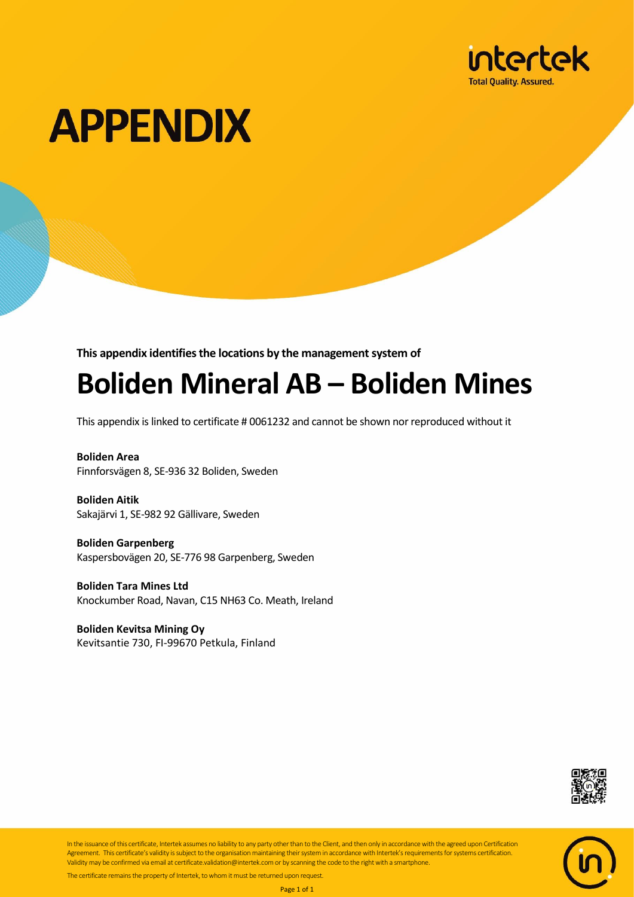# APPENDIX

**This appendix identifies the locations by the management system of**

## Boliden Mineral AB – Boliden Mines

This appendix is linked to certificate # 0061232 and cannot be shown nor reproduced without it

**Boliden Area**
Finnforsvägen 8, SE-936 32 Boliden, Sweden

**Boliden Aitik**
Sakajärvi 1, SE-982 92 Gällivare, Sweden

**Boliden Garpenberg**
Kaspersbovägen 20, SE-776 98 Garpenberg, Sweden

**Boliden Tara Mines Ltd**
Knockumber Road, Navan, C15 NH63 Co. Meath, Ireland

**Boliden Kevitsa Mining Oy**
Kevitsantie 730, FI-99670 Petkula, Finland

In the issuance of this certificate, Intertek assumes no liability to any party other than to the Client, and then only in accordance with the agreed upon Certification Agreement. This certificate's validity is subject to the organisation maintaining their system in accordance with Intertek's requirements for systems certification. Validity may be confirmed via email at certificate.validation@intertek.com or by scanning the code to the right with a smartphone.

The certificate remains the property of Intertek, to whom it must be returned upon request.